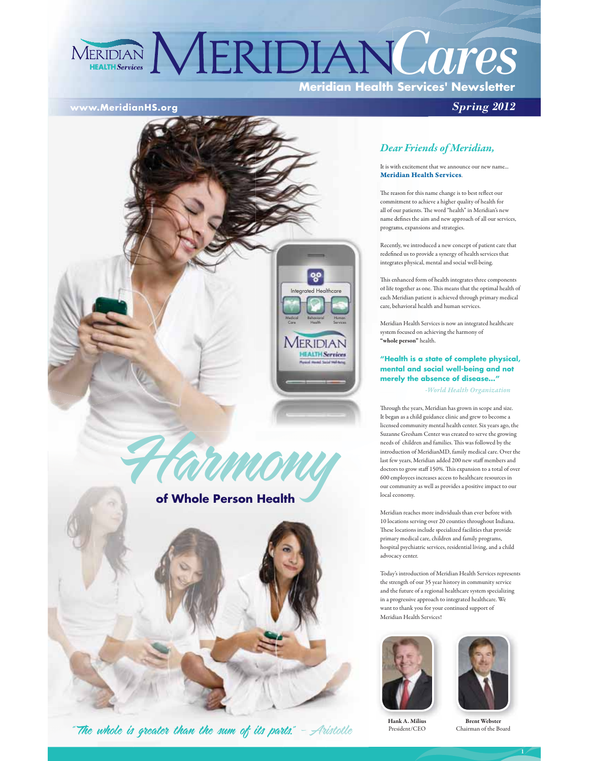# MERIDIAN *Cares*

**Meridian Health Services' Newsletter**

**www.MeridianHS.org**

*Spring 2012*

## *Harmony* of Whole Person Health

*"The whole is greater than the sum of its parts." – Aristotle*

### *Dear Friends of Meridian,*

It is with excitement that we announce our new name... **Meridian Health Services**.

The reason for this name change is to best reflect our commitment to achieve a higher quality of health for all of our patients. The word "health" in Meridian's new name defines the aim and new approach of all our services, programs, expansions and strategies.

Recently, we introduced a new concept of patient care that redefined us to provide a synergy of health services that integrates physical, mental and social well-being.

This enhanced form of health integrates three components of life together as one. This means that the optimal health of each Meridian patient is achieved through primary medical care, behavioral health and human services.

Meridian Health Services is now an integrated healthcare system focused on achieving the harmony of **"whole person"** health.

> **"Health is a state of complete physical, mental and social well-being and not merely the absence of disease..."**
>
> *-World Health Organization*

Through the years, Meridian has grown in scope and size. It began as a child guidance clinic and grew to become a licensed community mental health center. Six years ago, the Suzanne Gresham Center was created to serve the growing needs of children and families. This was followed by the introduction of MeridianMD, family medical care. Over the last few years, Meridian added 200 new staff members and doctors to grow staff 150%. This expansion to a total of over 600 employees increases access to healthcare resources in our community as well as provides a positive impact to our local economy.

Meridian reaches more individuals than ever before with 10 locations serving over 20 counties throughout Indiana. These locations include specialized facilities that provide primary medical care, children and family programs, hospital psychiatric services, residential living, and a child advocacy center.

Today's introduction of Meridian Health Services represents the strength of our 35 year history in community service and the future of a regional healthcare system specializing in a progressive approach to integrated healthcare. We want to thank you for your continued support of Meridian Health Services!

**Hank A. Milius**
President/CEO

**Brent Webster**
Chairman of the Board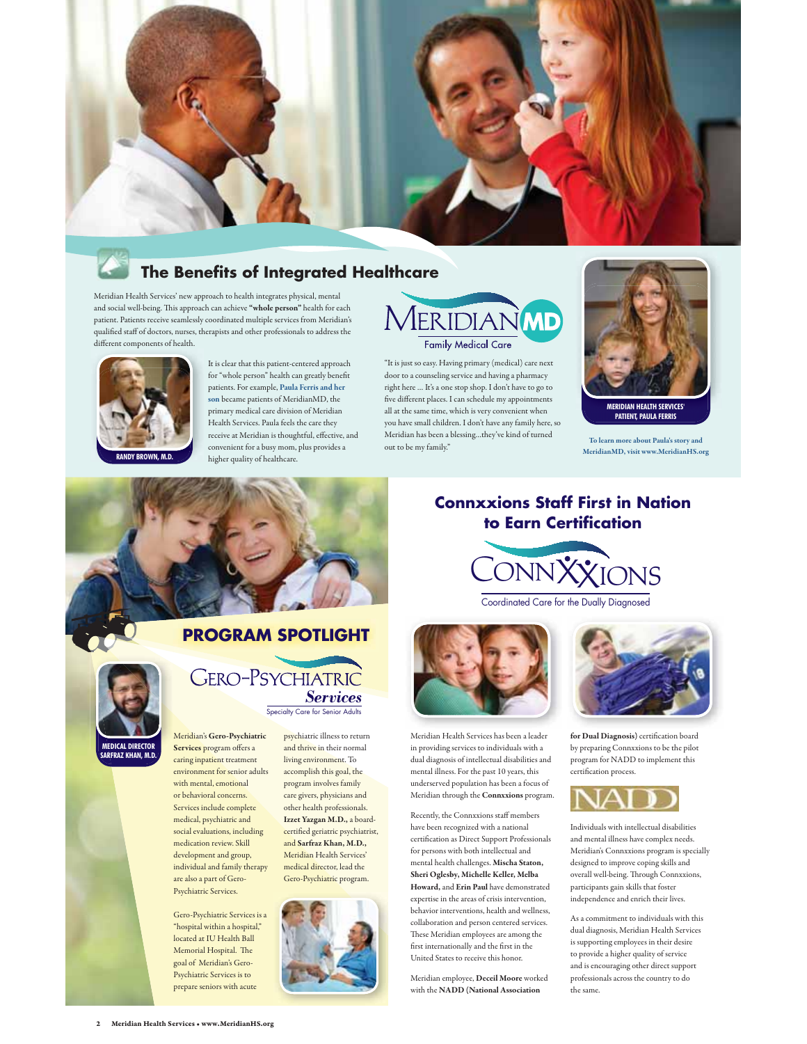## The Benefits of Integrated Healthcare

Meridian Health Services' new approach to health integrates physical, mental and social well-being. This approach can achieve **"whole person"** health for each patient. Patients receive seamlessly coordinated multiple services from Meridian's qualified staff of doctors, nurses, therapists and other professionals to address the different components of health.

RANDY BROWN, M.D.

It is clear that this patient-centered approach for "whole person" health can greatly benefit patients. For example, **Paula Ferris and her son** became patients of MeridianMD, the primary medical care division of Meridian Health Services. Paula feels the care they receive at Meridian is thoughtful, effective, and convenient for a busy mom, plus provides a higher quality of healthcare.

MERIDIAN MD
Family Medical Care

"It is just so easy. Having primary (medical) care next door to a counseling service and having a pharmacy right here ... It's a one stop shop. I don't have to go to five different places. I can schedule my appointments all at the same time, which is very convenient when you have small children. I don't have any family here, so Meridian has been a blessing...they've kind of turned out to be my family."

MERIDIAN HEALTH SERVICES' PATIENT, PAULA FERRIS

**To learn more about Paula's story and MeridianMD, visit www.MeridianHS.org**

## PROGRAM SPOTLIGHT

GERO-PSYCHIATRIC *Services*
Specialty Care for Senior Adults

MEDICAL DIRECTOR SARFRAZ KHAN, M.D.

Meridian's **Gero-Psychiatric Services** program offers a caring inpatient treatment environment for senior adults with mental, emotional or behavioral concerns. Services include complete medical, psychiatric and social evaluations, including medication review. Skill development and group, individual and family therapy are also a part of Gero-Psychiatric Services.

Gero-Psychiatric Services is a "hospital within a hospital," located at IU Health Ball Memorial Hospital. The goal of Meridian's Gero-Psychiatric Services is to prepare seniors with acute psychiatric illness to return and thrive in their normal living environment. To accomplish this goal, the program involves family care givers, physicians and other health professionals. **Izzet Yazgan M.D.,** a board-certified geriatric psychiatrist, and **Sarfraz Khan, M.D.,** Meridian Health Services' medical director, lead the Gero-Psychiatric program.

## Connxxions Staff First in Nation to Earn Certification

CONNXXIONS
Coordinated Care for the Dually Diagnosed

Meridian Health Services has been a leader in providing services to individuals with a dual diagnosis of intellectual disabilities and mental illness. For the past 10 years, this underserved population has been a focus of Meridian through the **Connxxions** program.

Recently, the Connxxions staff members have been recognized with a national certification as Direct Support Professionals for persons with both intellectual and mental health challenges. **Mischa Staton, Sheri Oglesby, Michelle Keller, Melba Howard,** and **Erin Paul** have demonstrated expertise in the areas of crisis intervention, behavior interventions, health and wellness, collaboration and person centered services. These Meridian employees are among the first internationally and the first in the United States to receive this honor.

Meridian employee, **Deceil Moore** worked with the **NADD (National Association for Dual Diagnosis)** certification board by preparing Connxxions to be the pilot program for NADD to implement this certification process.

NADD

Individuals with intellectual disabilities and mental illness have complex needs. Meridian's Connxxions program is specially designed to improve coping skills and overall well-being. Through Connxxions, participants gain skills that foster independence and enrich their lives.

As a commitment to individuals with this dual diagnosis, Meridian Health Services is supporting employees in their desire to provide a higher quality of service and is encouraging other direct support professionals across the country to do the same.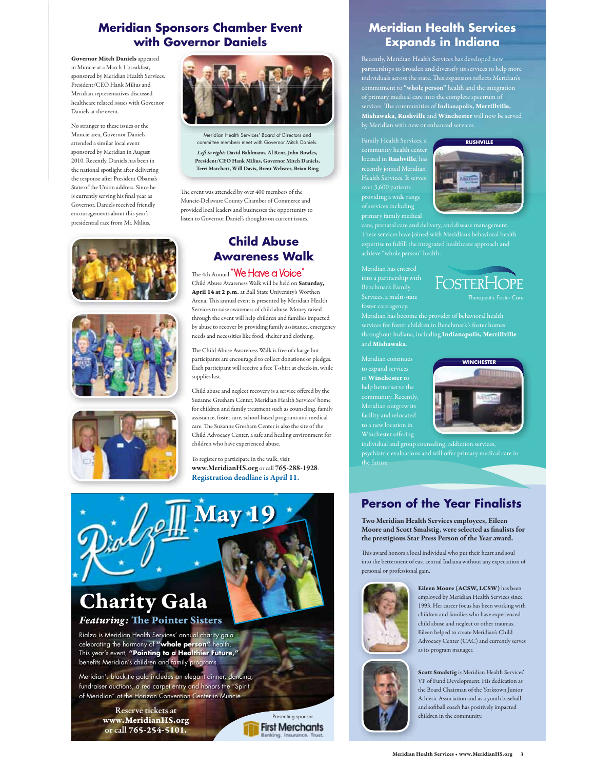## Meridian Sponsors Chamber Event with Governor Daniels

**Governor Mitch Daniels** appeared in Muncie at a March 1 breakfast, sponsored by Meridian Health Services. President/CEO Hank Milius and Meridian representatives discussed healthcare related issues with Governor Daniels at the event.

No stranger to these issues or the Muncie area, Governor Daniels attended a similar local event sponsored by Meridian in August 2010. Recently, Daniels has been in the national spotlight after delivering the response after President Obama's State of the Union address. Since he is currently serving his final year as Governor, Daniels received friendly encouragements about this year's presidential race from Mr. Milius.

Meridian Health Services' Board of Directors and committee members meet with Governor Mitch Daniels.

*Left to right:* **David Bahlmann, Al Rent, John Bowles, President/CEO Hank Milius, Governor Mitch Daniels, Terri Matchett, Will Davis, Brent Webster, Brian Ring**

The event was attended by over 400 members of the Muncie-Delaware County Chamber of Commerce and provided local leaders and businesses the opportunity to listen to Governor Daniel's thoughts on current issues.

## Child Abuse Awareness Walk

The 4th Annual "We Have a Voice" Child Abuse Awareness Walk will be held on **Saturday, April 14 at 2 p.m.** at Ball State University's Worthen Arena. This annual event is presented by Meridian Health Services to raise awareness of child abuse. Money raised through the event will help children and families impacted by abuse to recover by providing family assistance, emergency needs and necessities like food, shelter and clothing.

The Child Abuse Awareness Walk is free of charge but participants are encouraged to collect donations or pledges. Each participant will receive a free T-shirt at check-in, while supplies last.

Child abuse and neglect recovery is a service offered by the Suzanne Gresham Center, Meridian Health Services' home for children and family treatment such as counseling, family assistance, foster care, school-based programs and medical care. The Suzanne Gresham Center is also the site of the Child Advocacy Center, a safe and healing environment for children who have experienced abuse.

To register to participate in the walk, visit **www.MeridianHS.org** or call **765-288-1928**. **Registration deadline is April 11.**

## Rialzo III May 19

## Charity Gala

### *Featuring:* The Pointer Sisters

Rialzo is Meridian Health Services' annual charity gala celebrating the harmony of **"whole person"** health. This year's event, **"Pointing to a Healthier Future,"** benefits Meridian's children and family programs.

Meridian's black tie gala includes an elegant dinner, dancing, fundraiser auctions, a red carpet entry and honors the "Spirit of Meridian" at the Horizon Convention Center in Muncie.

**Reserve tickets at www.MeridianHS.org or call 765-254-5101.**

Presenting sponsor
First Merchants
Banking. Insurance. Trust.

## Meridian Health Services Expands in Indiana

Recently, Meridian Health Services has developed new partnerships to broaden and diversify its services to help more individuals across the state. This expansion reflects Meridian's commitment to **"whole person"** health and the integration of primary medical care into the complete spectrum of services. The communities of **Indianapolis, Merrillville, Mishawaka, Rushville** and **Winchester** will now be served by Meridian with new or enhanced services.

RUSHVILLE

Family Health Services, a community health center located in **Rushville**, has recently joined Meridian Health Services. It serves over 3,600 patients providing a wide range of services including primary family medical care, prenatal care and delivery, and disease management. These services have joined with Meridian's behavioral health expertise to fulfill the integrated healthcare approach and achieve "whole person" health.

FosterHope
Therapeutic Foster Care

Meridian has entered into a partnership with Benchmark Family Services, a multi-state foster care agency. Meridian has become the provider of behavioral health services for foster children in Benchmark's foster homes throughout Indiana, including **Indianapolis, Merrillville** and **Mishawaka**.

WINCHESTER

Meridian continues to expand services in **Winchester** to help better serve the community. Recently, Meridian outgrew its facility and relocated to a new location in Winchester offering individual and group counseling, addiction services, psychiatric evaluations and will offer primary medical care in the future.

## Person of the Year Finalists

**Two Meridian Health Services employees, Eileen Moore and Scott Smalstig, were selected as finalists for the prestigious Star Press Person of the Year award.**

This award honors a local individual who put their heart and soul into the betterment of east central Indiana without any expectation of personal or professional gain.

**Eileen Moore (ACSW, LCSW)** has been employed by Meridian Health Services since 1993. Her career focus has been working with children and families who have experienced child abuse and neglect or other traumas. Eileen helped to create Meridian's Child Advocacy Center (CAC) and currently serves as its program manager.

**Scott Smalstig** is Meridian Health Services' VP of Fund Development. His dedication as the Board Chairman of the Yorktown Junior Athletic Association and as a youth baseball and softball coach has positively impacted children in the community.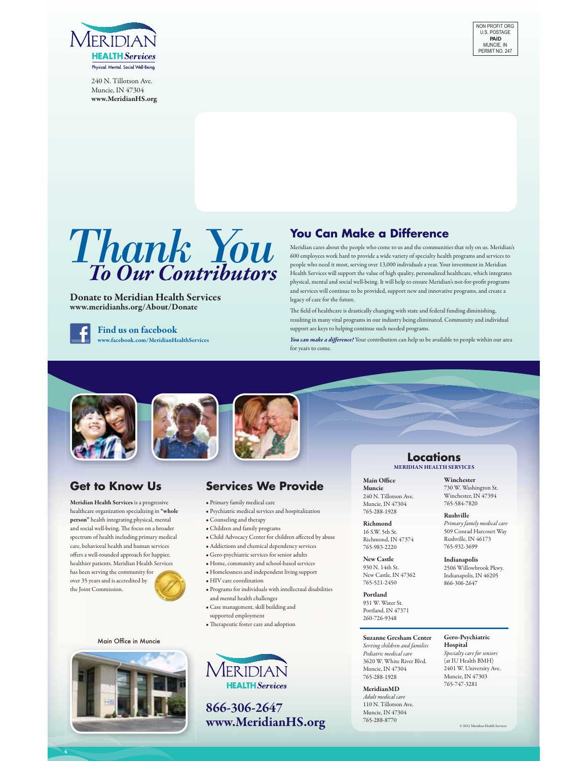MERIDIAN HEALTH Services

Physical. Mental. Social Well-Being.

240 N. Tillotson Ave.
Muncie, IN 47304
**www.MeridianHS.org**

NON PROFIT ORG
U.S. POSTAGE
**PAID**
MUNCIE, IN
PERMIT NO. 247

# *Thank You To Our Contributors*

**Donate to Meridian Health Services**
**www.meridianhs.org/About/Donate**

**Find us on facebook**
**www.facebook.com/MeridianHealthServices**

## You Can Make a Difference

Meridian cares about the people who come to us and the communities that rely on us. Meridian's 600 employees work hard to provide a wide variety of specialty health programs and services to people who need it most, serving over 13,000 individuals a year. Your investment in Meridian Health Services will support the value of high quality, personalized healthcare, which integrates physical, mental and social well-being. It will help to ensure Meridian's not-for-profit programs and services will continue to be provided, support new and innovative programs, and create a legacy of care for the future.

The field of healthcare is drastically changing with state and federal funding diminishing, resulting in many vital programs in our industry being eliminated. Community and individual support are keys to helping continue such needed programs.

***You can make a difference!*** Your contribution can help us be available to people within our area for years to come.

## Get to Know Us

**Meridian Health Services** is a progressive healthcare organization specializing in **"whole person"** health integrating physical, mental and social well-being. The focus on a broader spectrum of health including primary medical care, behavioral health and human services offers a well-rounded approach for happier, healthier patients. Meridian Health Services has been serving the community for over 35 years and is accredited by the Joint Commission.

Main Office in Muncie

## Services We Provide

- Primary family medical care
- Psychiatric medical services and hospitalization
- Counseling and therapy
- Children and family programs
- Child Advocacy Center for children affected by abuse
- Addictions and chemical dependency services
- Gero-psychiatric services for senior adults
- Home, community and school-based services
- Homelessness and independent living support
- HIV care coordination
- Programs for individuals with intellectual disabilities and mental health challenges
- Case management, skill building and supported employment
- Therapeutic foster care and adoption

MERIDIAN HEALTH Services

**866-306-2647**
**www.MeridianHS.org**

## Locations

MERIDIAN HEALTH SERVICES

**Main Office**
**Muncie**
240 N. Tillotson Ave.
Muncie, IN 47304
765-288-1928

**Richmond**
16 S.W. 5th St.
Richmond, IN 47374
765-983-2220

**New Castle**
930 N. 14th St.
New Castle, IN 47362
765-521-2450

**Portland**
931 W. Water St.
Portland, IN 47371
260-726-9348

**Winchester**
730 W. Washington St.
Winchester, IN 47394
765-584-7820

**Rushville**
*Primary family medical care*
509 Conrad Harcourt Way
Rushville, IN 46173
765-932-3699

**Indianapolis**
2506 Willowbrook Pkwy.
Indianapolis, IN 46205
866-306-2647

**Suzanne Gresham Center**
*Serving children and families*
*Pediatric medical care*
3620 W. White River Blvd.
Muncie, IN 47304
765-288-1928

**MeridianMD**
*Adult medical care*
110 N. Tillotson Ave.
Muncie, IN 47304
765-288-8770

**Gero-Psychiatric Hospital**
*Specialty care for seniors*
(at IU Health BMH)
2401 W. University Ave.
Muncie, IN 47303
765-747-3281

© 2012 Meridian Health Services